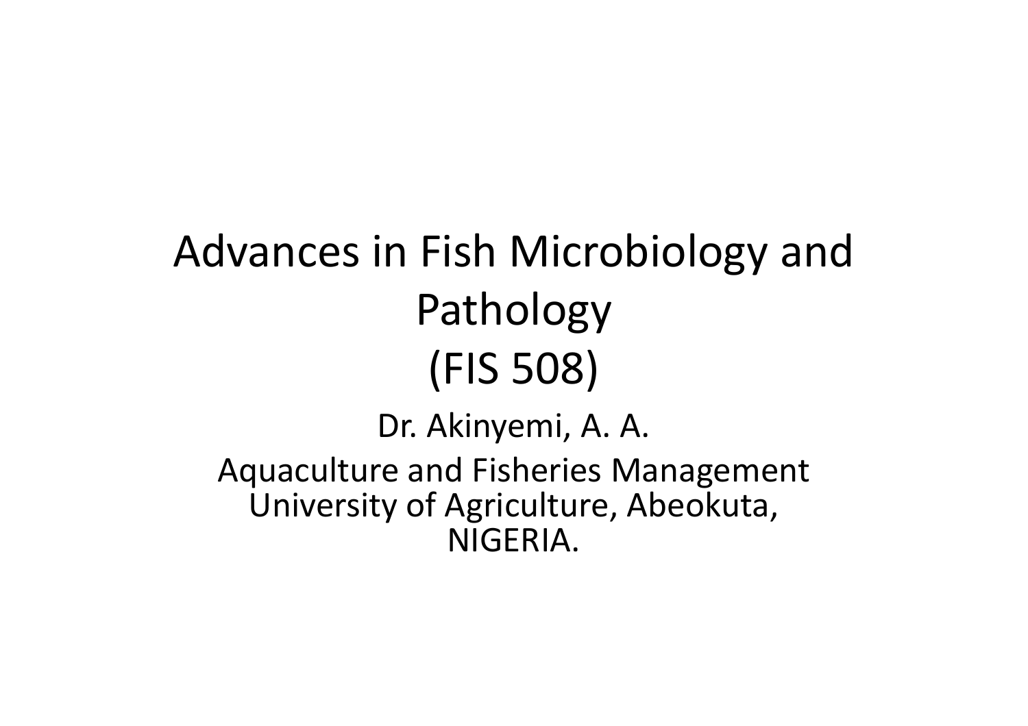# Advances in Fish Microbiology and Pathology (FIS 508)

Dr. Akinyemi, A. A.

Aquaculture and Fisheries Management
University of Agriculture, Abeokuta,
NIGERIA.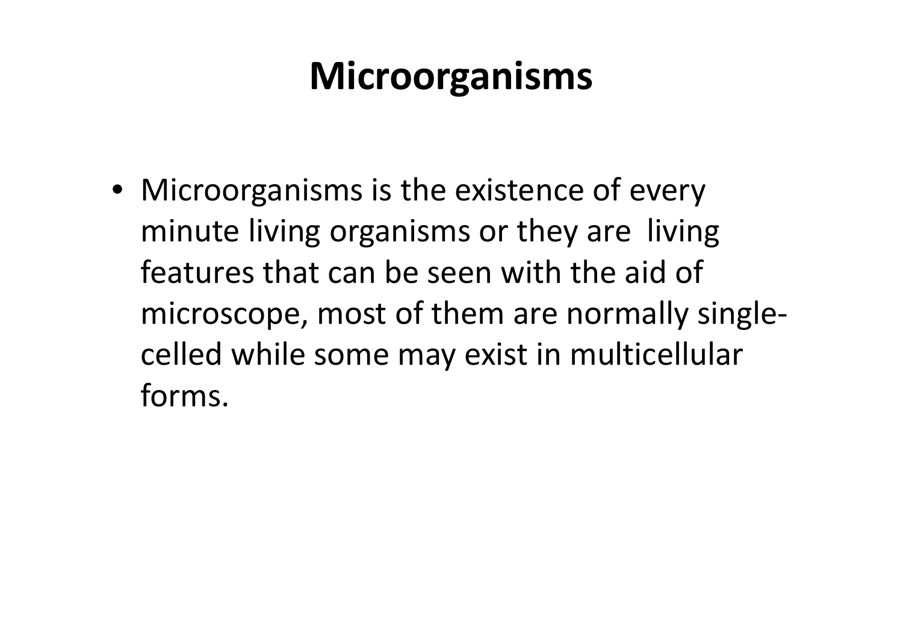# Microorganisms

- Microorganisms is the existence of every minute living organisms or they are living features that can be seen with the aid of microscope, most of them are normally single-celled while some may exist in multicellular forms.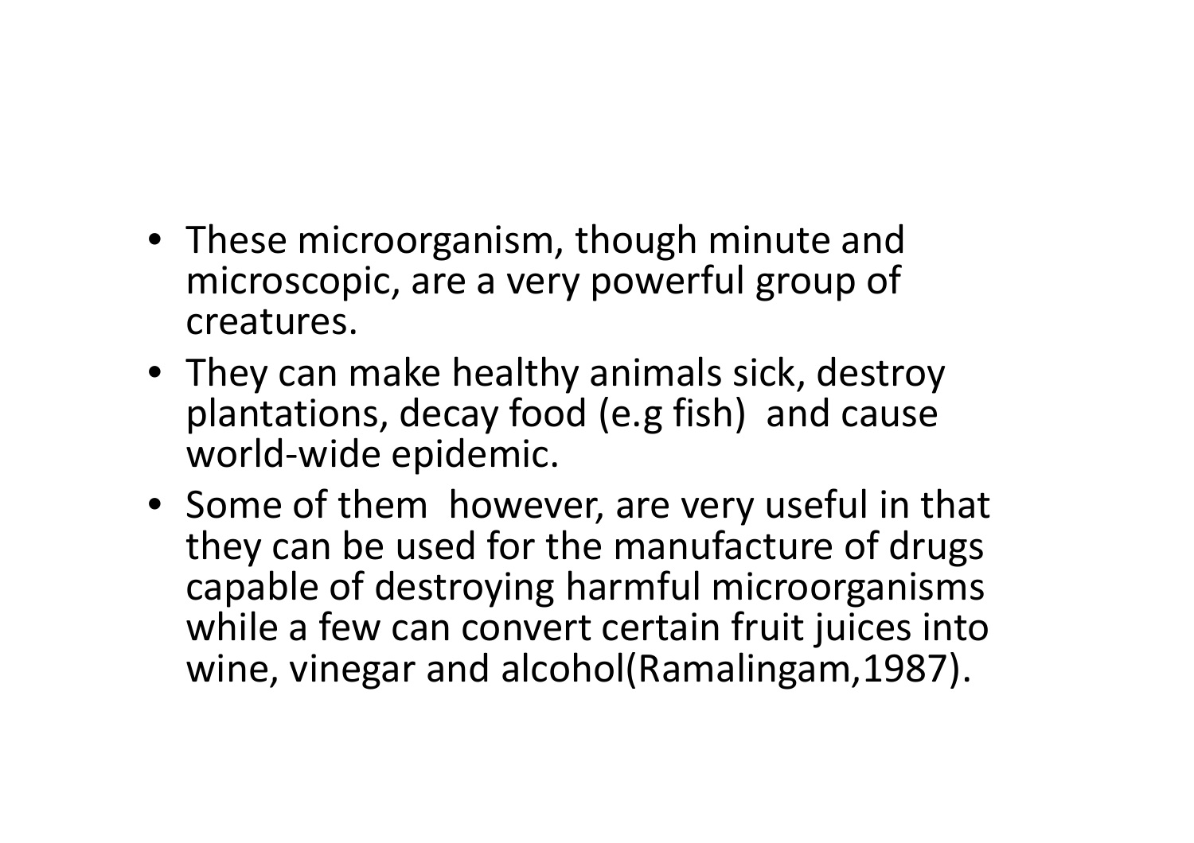- These microorganism, though minute and microscopic, are a very powerful group of creatures.
- They can make healthy animals sick, destroy plantations, decay food (e.g fish) and cause world-wide epidemic.
- Some of them however, are very useful in that they can be used for the manufacture of drugs capable of destroying harmful microorganisms while a few can convert certain fruit juices into wine, vinegar and alcohol(Ramalingam,1987).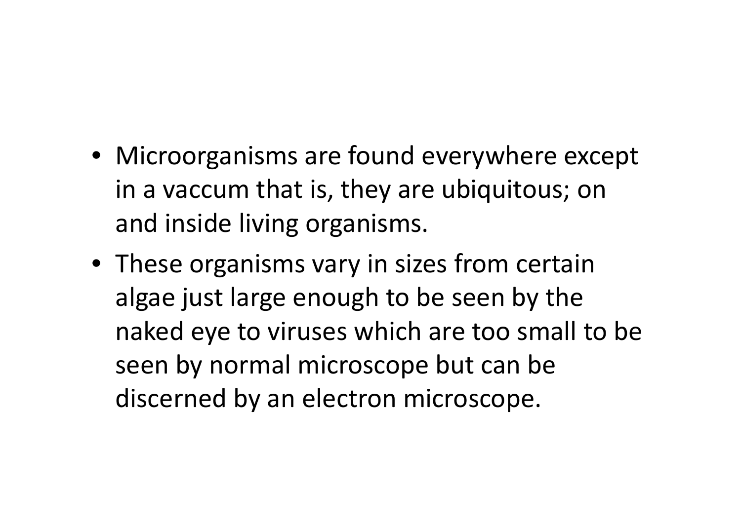- Microorganisms are found everywhere except in a vaccum that is, they are ubiquitous; on and inside living organisms.
- These organisms vary in sizes from certain algae just large enough to be seen by the naked eye to viruses which are too small to be seen by normal microscope but can be discerned by an electron microscope.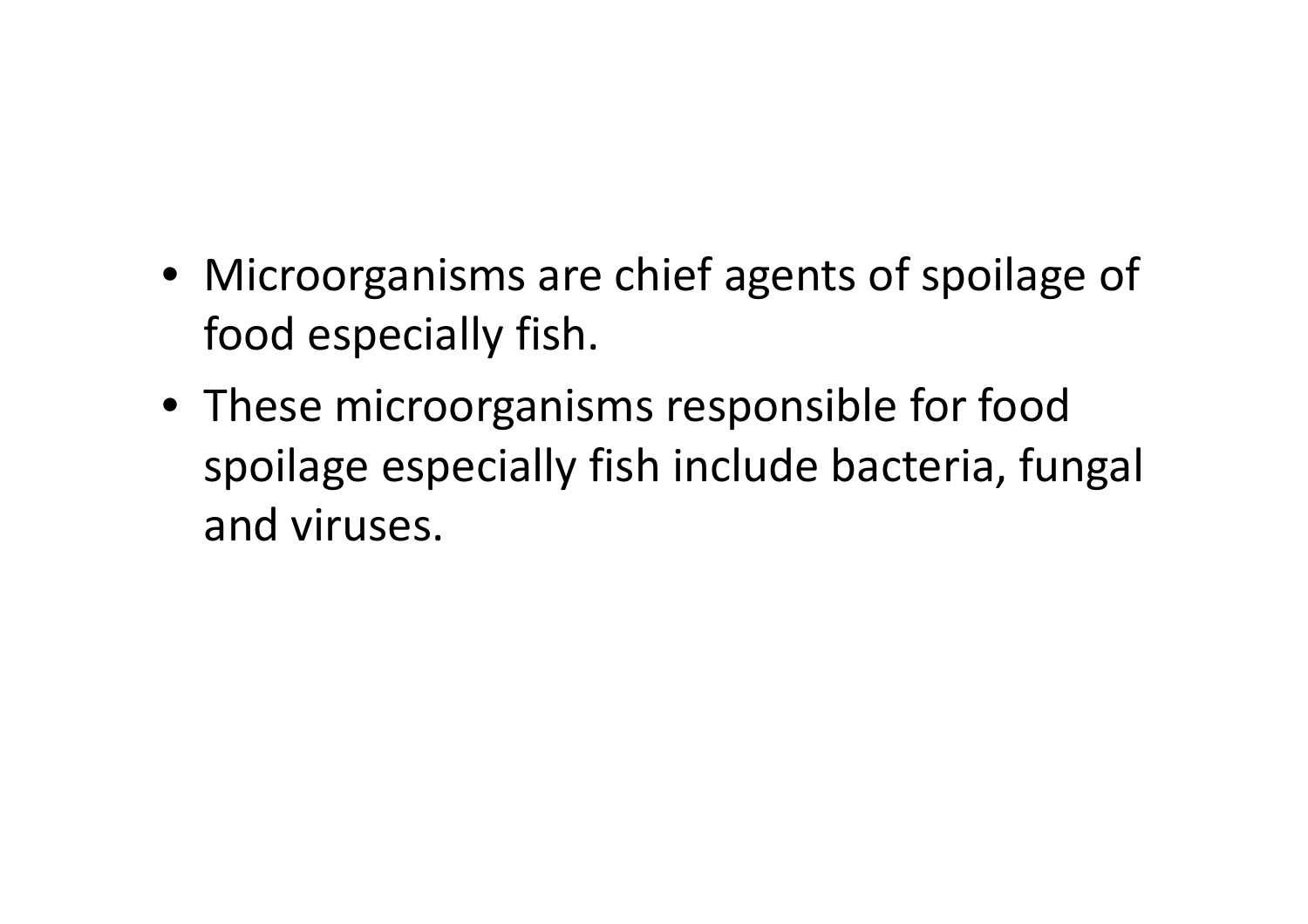- Microorganisms are chief agents of spoilage of food especially fish.
- These microorganisms responsible for food spoilage especially fish include bacteria, fungal and viruses.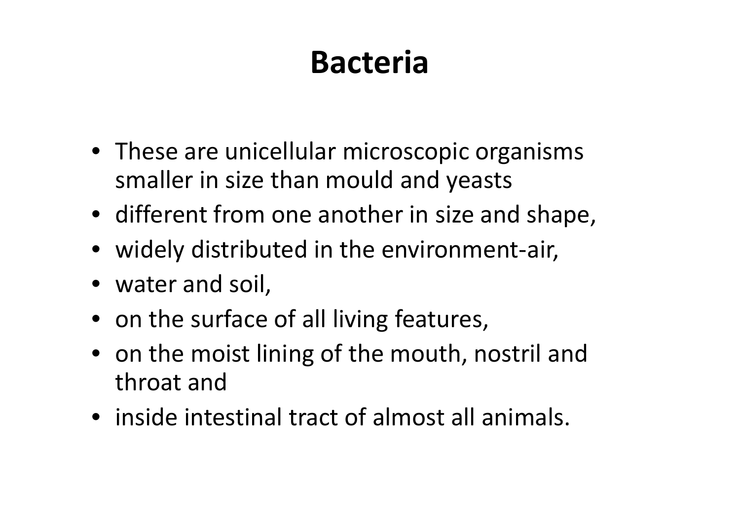# Bacteria

- These are unicellular microscopic organisms smaller in size than mould and yeasts
- different from one another in size and shape,
- widely distributed in the environment-air,
- water and soil,
- on the surface of all living features,
- on the moist lining of the mouth, nostril and throat and
- inside intestinal tract of almost all animals.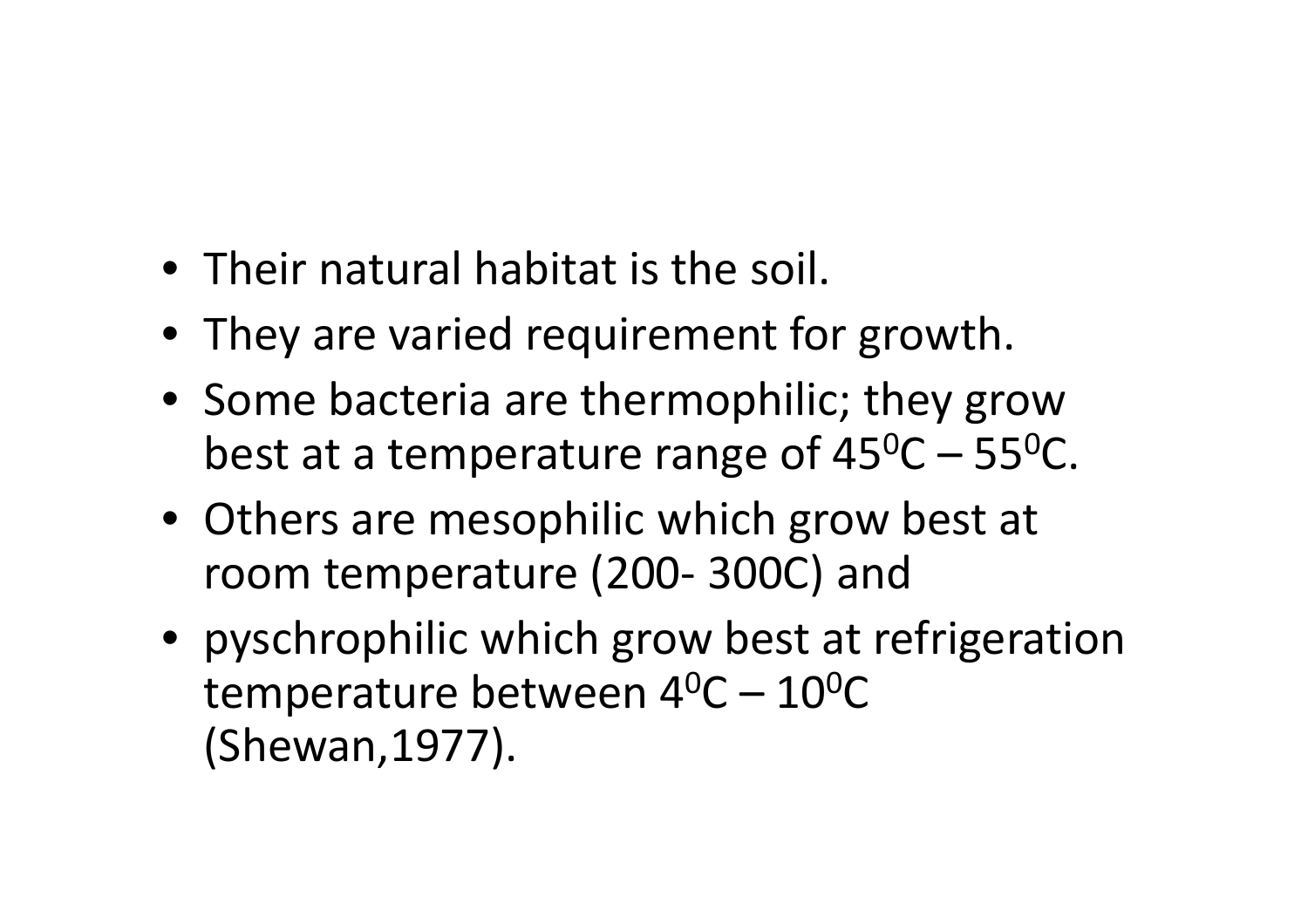- Their natural habitat is the soil.
- They are varied requirement for growth.
- Some bacteria are thermophilic; they grow best at a temperature range of $45^0C – 55^0C$.
- Others are mesophilic which grow best at room temperature (200- 300C) and
- pyschrophilic which grow best at refrigeration temperature between $4^0C – 10^0C$ (Shewan,1977).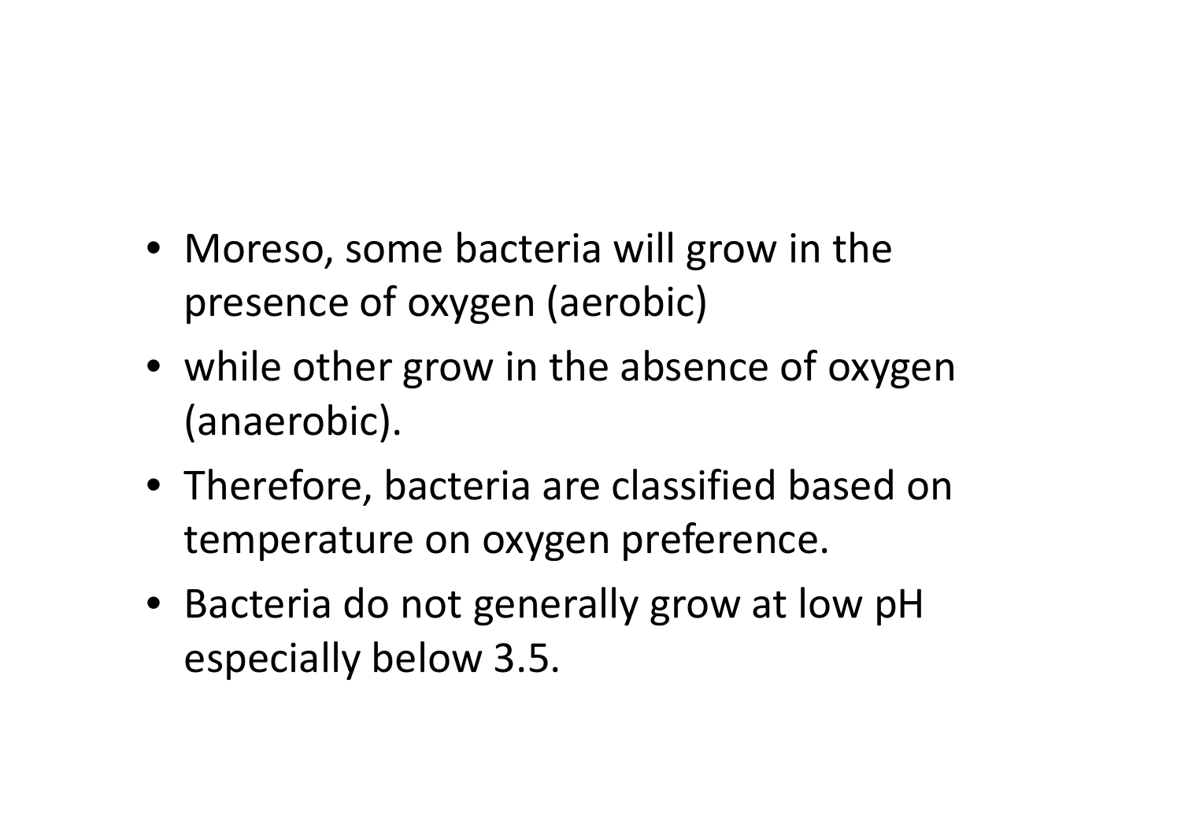- Moreso, some bacteria will grow in the presence of oxygen (aerobic)
- while other grow in the absence of oxygen (anaerobic).
- Therefore, bacteria are classified based on temperature on oxygen preference.
- Bacteria do not generally grow at low pH especially below 3.5.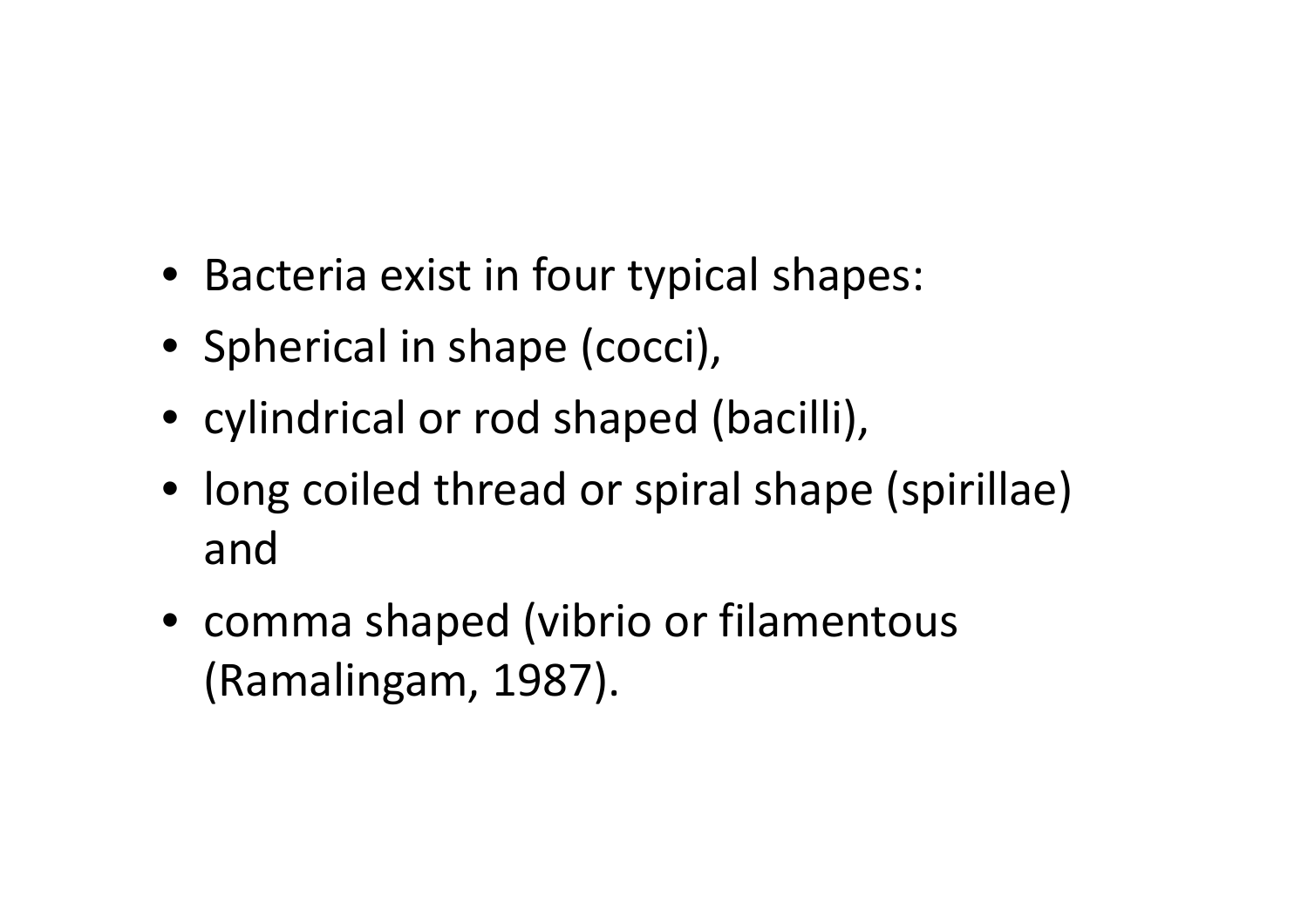- Bacteria exist in four typical shapes:
- Spherical in shape (cocci),
- cylindrical or rod shaped (bacilli),
- long coiled thread or spiral shape (spirillae) and
- comma shaped (vibrio or filamentous (Ramalingam, 1987).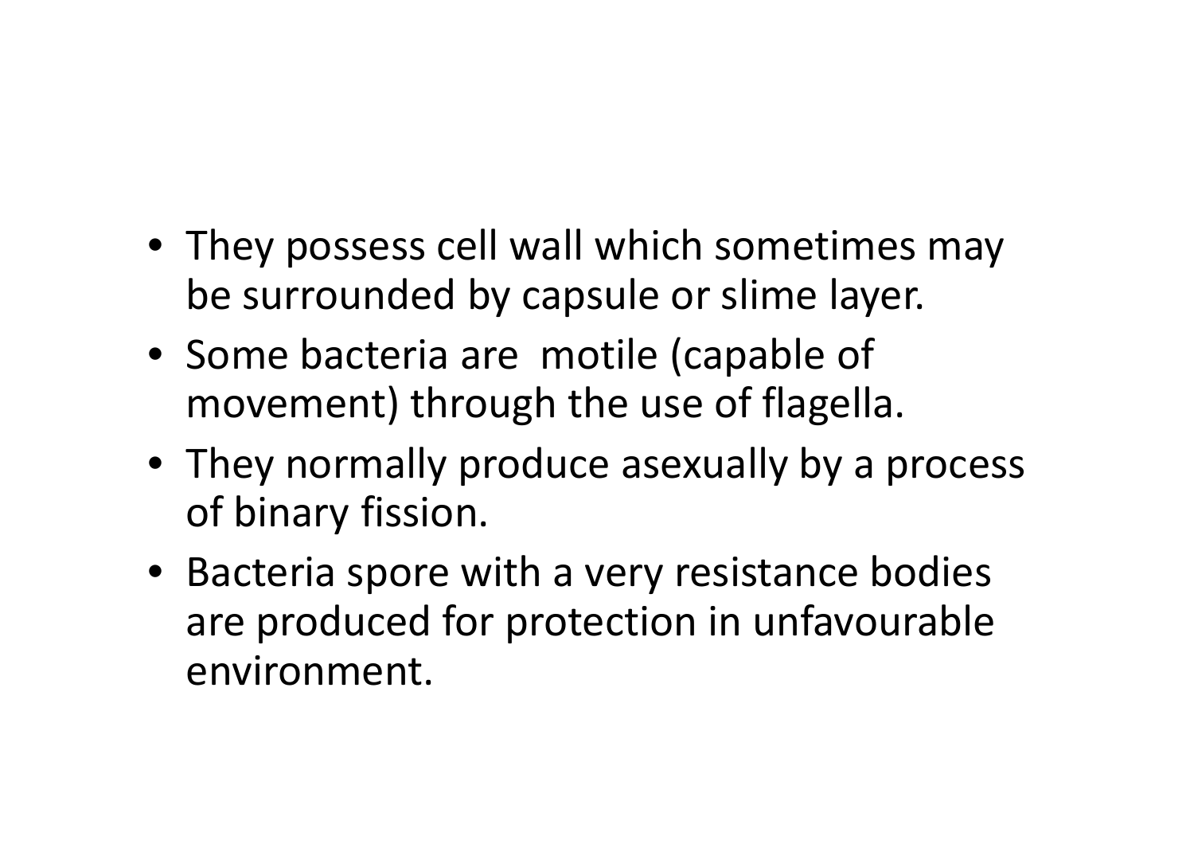- They possess cell wall which sometimes may be surrounded by capsule or slime layer.
- Some bacteria are motile (capable of movement) through the use of flagella.
- They normally produce asexually by a process of binary fission.
- Bacteria spore with a very resistance bodies are produced for protection in unfavourable environment.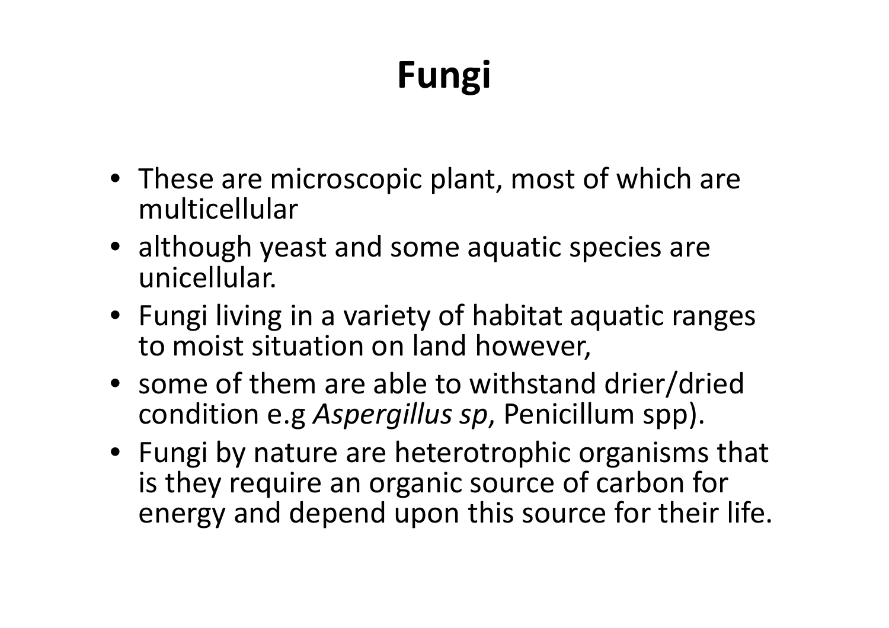# Fungi

- These are microscopic plant, most of which are multicellular
- although yeast and some aquatic species are unicellular.
- Fungi living in a variety of habitat aquatic ranges to moist situation on land however,
- some of them are able to withstand drier/dried condition e.g *Aspergillus sp*, Penicillum spp).
- Fungi by nature are heterotrophic organisms that is they require an organic source of carbon for energy and depend upon this source for their life.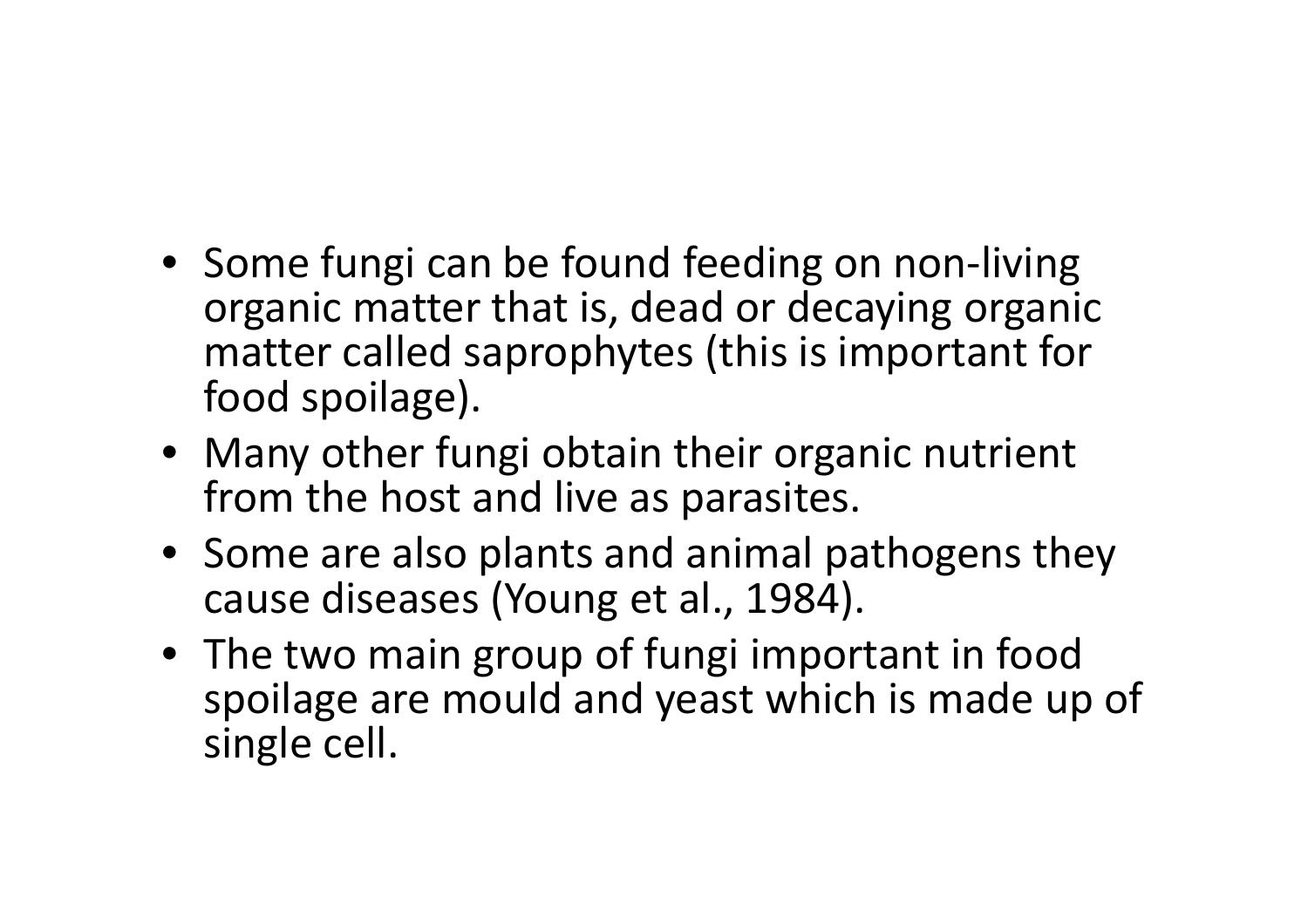- Some fungi can be found feeding on non-living organic matter that is, dead or decaying organic matter called saprophytes (this is important for food spoilage).
- Many other fungi obtain their organic nutrient from the host and live as parasites.
- Some are also plants and animal pathogens they cause diseases (Young et al., 1984).
- The two main group of fungi important in food spoilage are mould and yeast which is made up of single cell.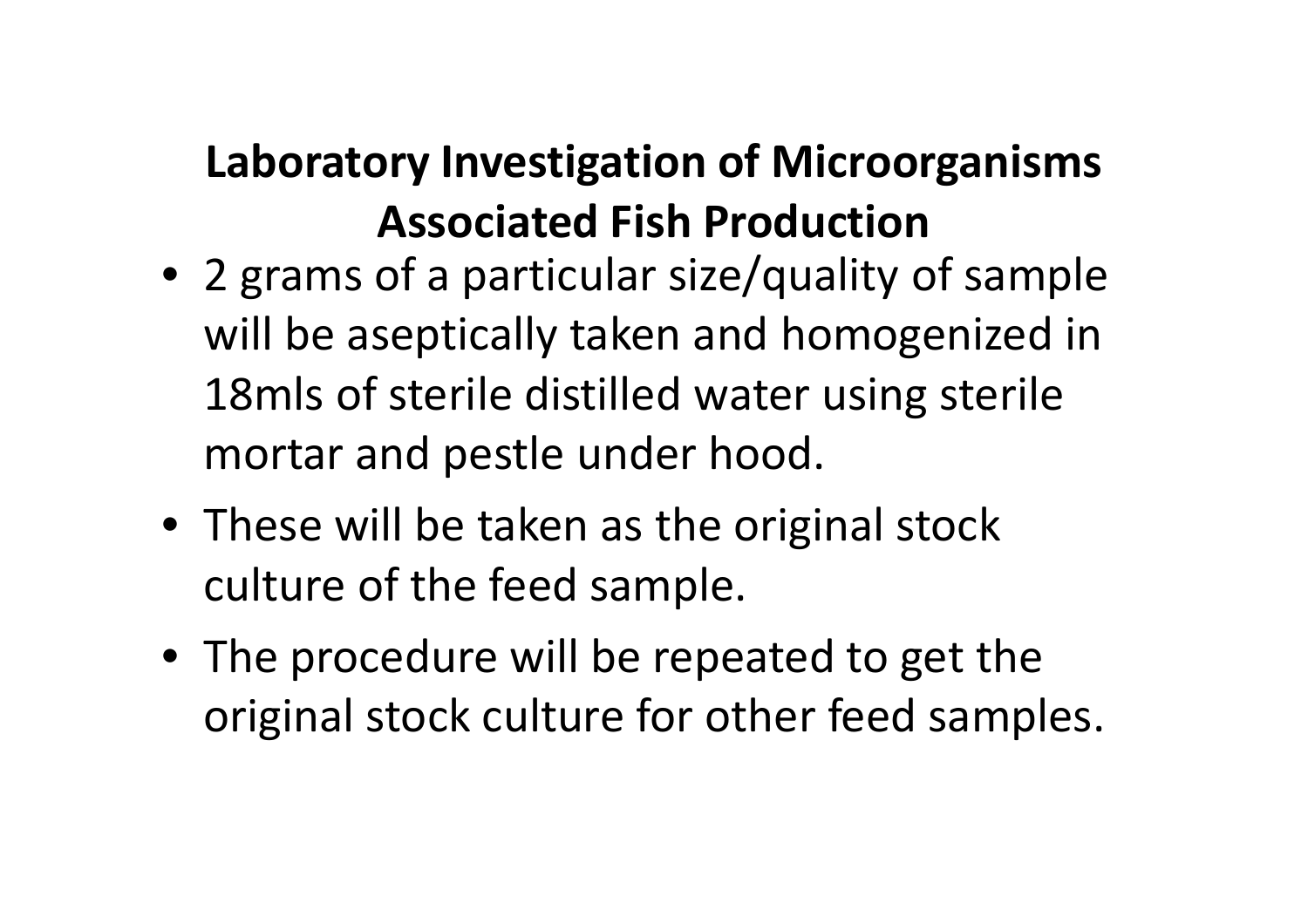## Laboratory Investigation of Microorganisms Associated Fish Production

- 2 grams of a particular size/quality of sample will be aseptically taken and homogenized in 18mls of sterile distilled water using sterile mortar and pestle under hood.
- These will be taken as the original stock culture of the feed sample.
- The procedure will be repeated to get the original stock culture for other feed samples.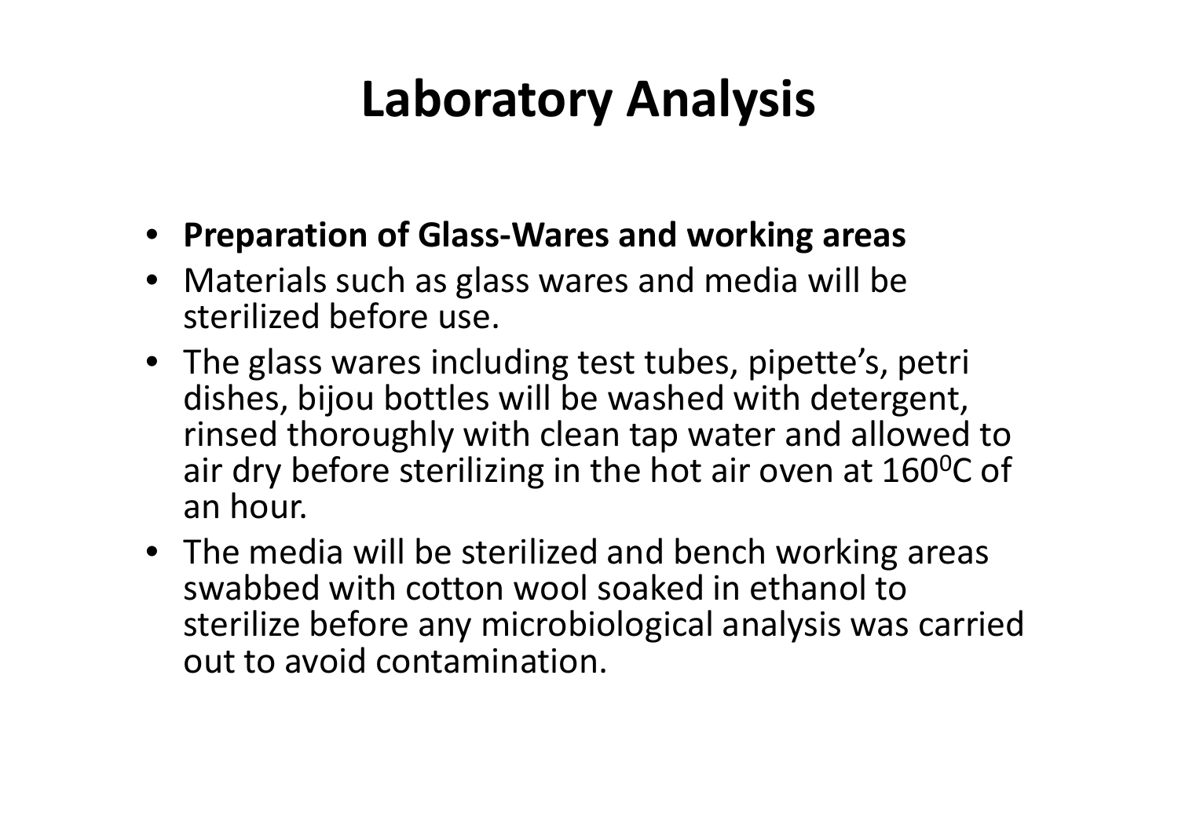# Laboratory Analysis

- **Preparation of Glass-Wares and working areas**
- Materials such as glass wares and media will be sterilized before use.
- The glass wares including test tubes, pipette's, petri dishes, bijou bottles will be washed with detergent, rinsed thoroughly with clean tap water and allowed to air dry before sterilizing in the hot air oven at $160^0C$ of an hour.
- The media will be sterilized and bench working areas swabbed with cotton wool soaked in ethanol to sterilize before any microbiological analysis was carried out to avoid contamination.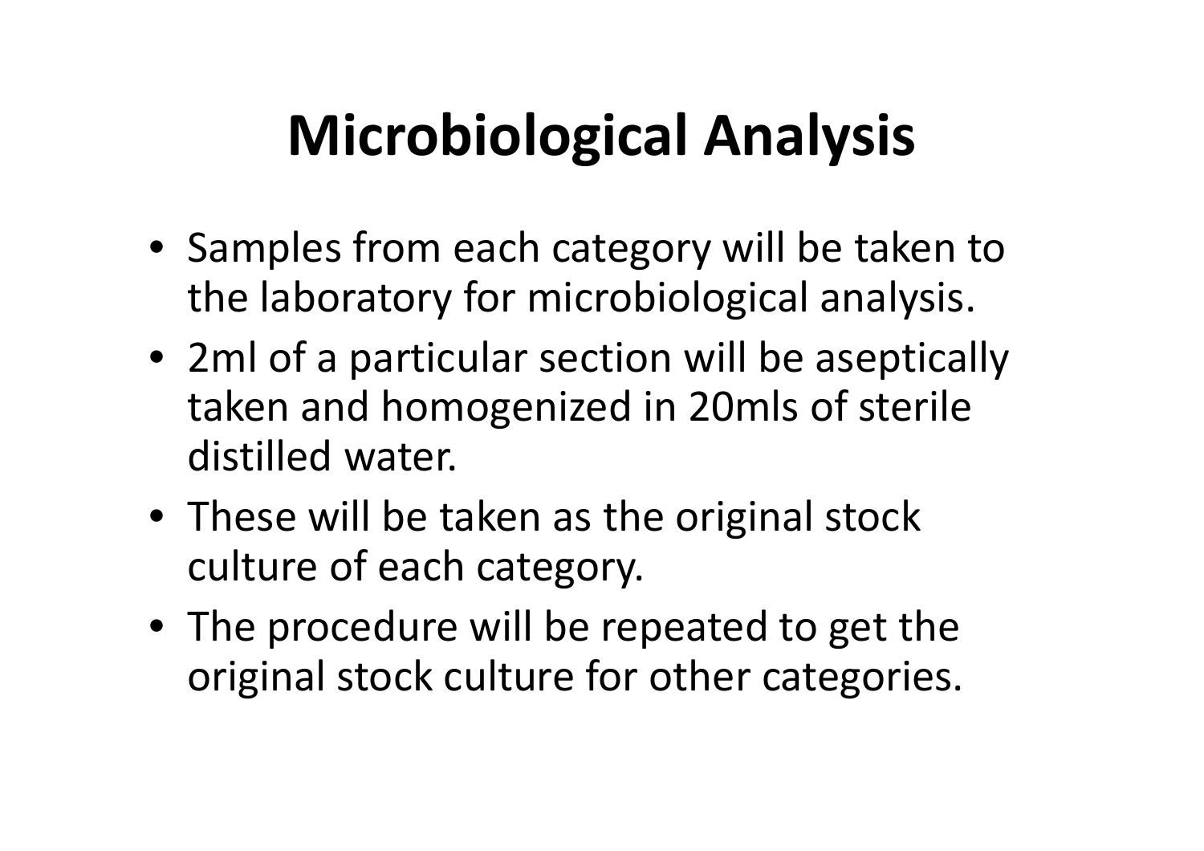# Microbiological Analysis

- Samples from each category will be taken to the laboratory for microbiological analysis.
- 2ml of a particular section will be aseptically taken and homogenized in 20mls of sterile distilled water.
- These will be taken as the original stock culture of each category.
- The procedure will be repeated to get the original stock culture for other categories.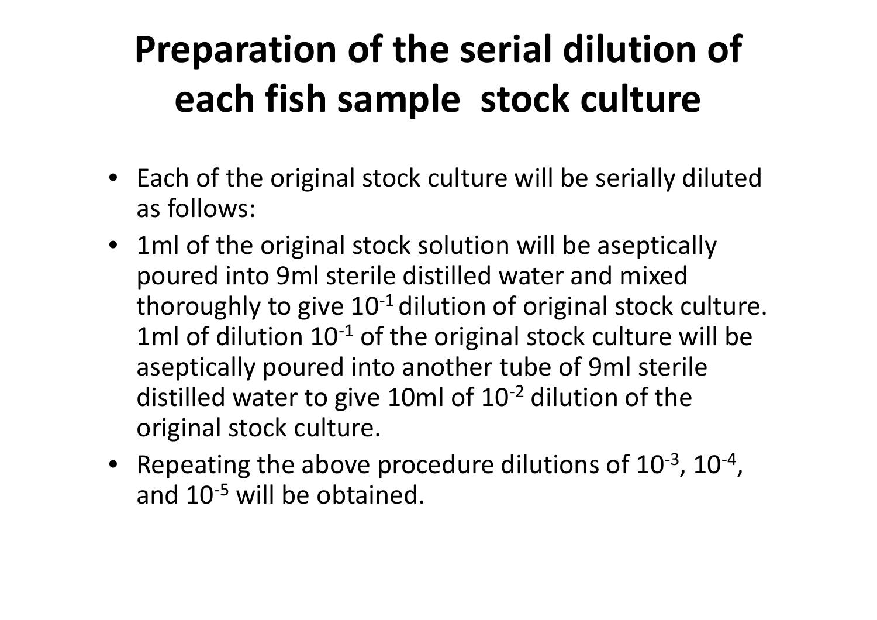# Preparation of the serial dilution of each fish sample stock culture

- Each of the original stock culture will be serially diluted as follows:
- 1ml of the original stock solution will be aseptically poured into 9ml sterile distilled water and mixed thoroughly to give $10^{-1}$ dilution of original stock culture. 1ml of dilution $10^{-1}$ of the original stock culture will be aseptically poured into another tube of 9ml sterile distilled water to give 10ml of $10^{-2}$ dilution of the original stock culture.
- Repeating the above procedure dilutions of $10^{-3}$, $10^{-4}$, and $10^{-5}$ will be obtained.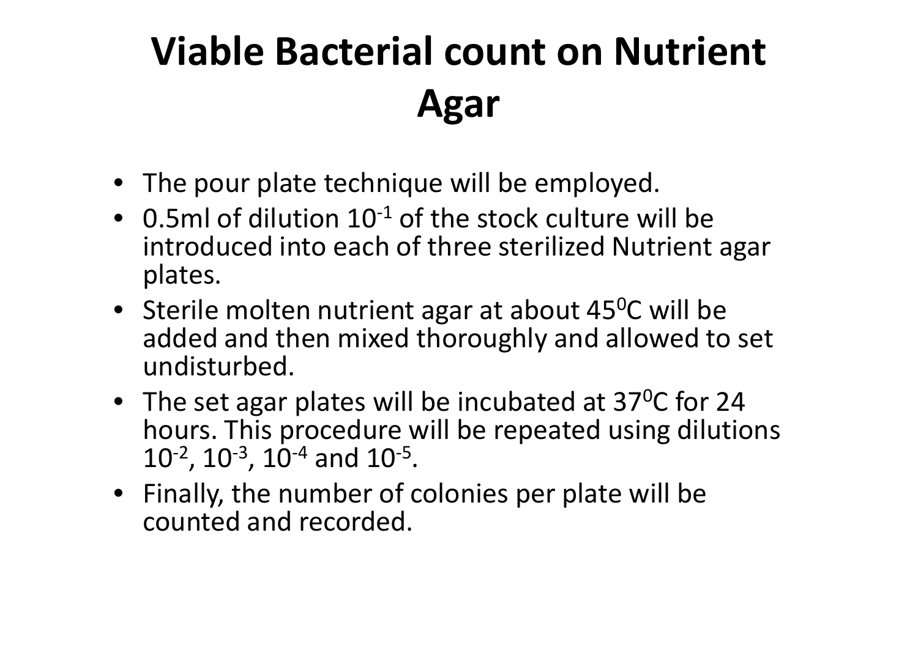# Viable Bacterial count on Nutrient Agar

- The pour plate technique will be employed.
- 0.5ml of dilution $10^{-1}$ of the stock culture will be introduced into each of three sterilized Nutrient agar plates.
- Sterile molten nutrient agar at about $45^{0}C$ will be added and then mixed thoroughly and allowed to set undisturbed.
- The set agar plates will be incubated at $37^{0}C$ for 24 hours. This procedure will be repeated using dilutions $10^{-2}$, $10^{-3}$, $10^{-4}$ and $10^{-5}$.
- Finally, the number of colonies per plate will be counted and recorded.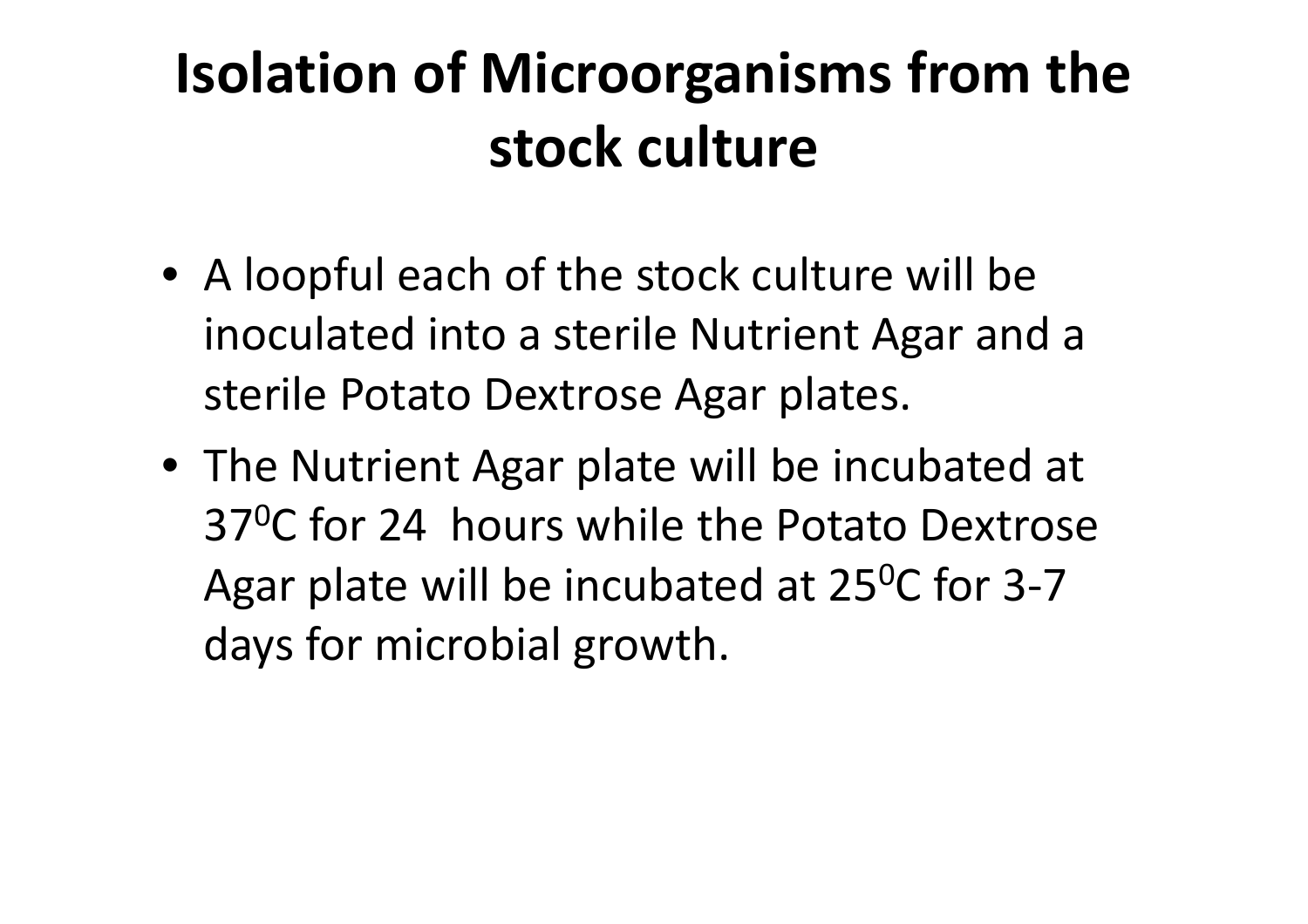# Isolation of Microorganisms from the stock culture

- A loopful each of the stock culture will be inoculated into a sterile Nutrient Agar and a sterile Potato Dextrose Agar plates.
- The Nutrient Agar plate will be incubated at $37^0$C for 24 hours while the Potato Dextrose Agar plate will be incubated at $25^0$C for 3-7 days for microbial growth.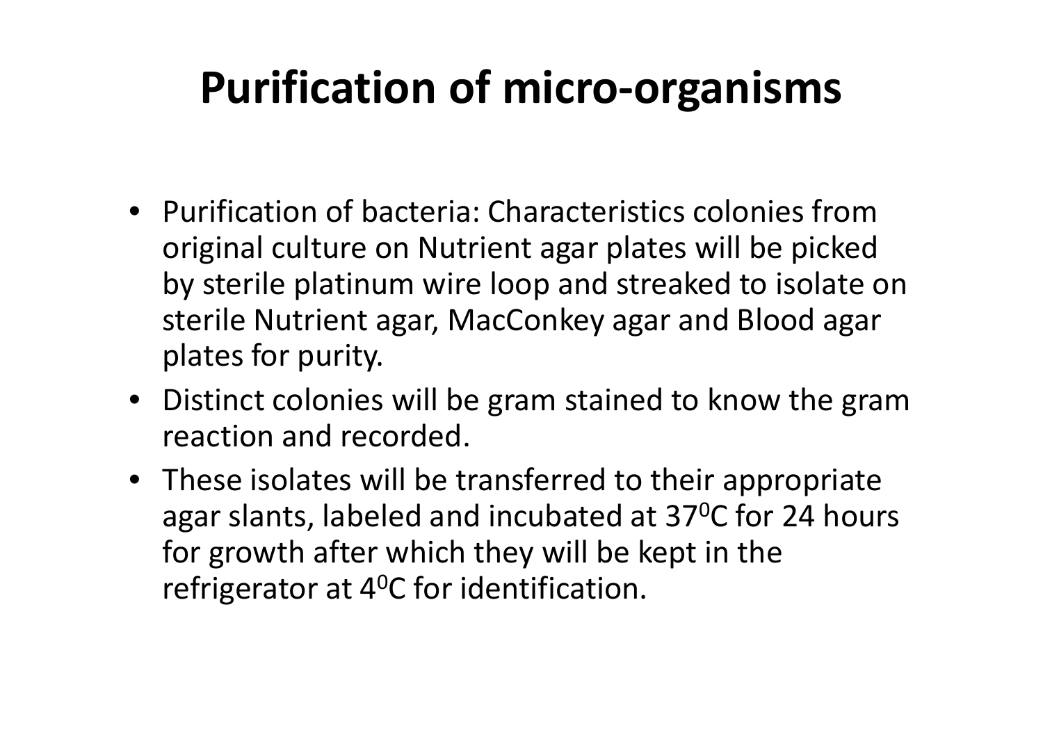# Purification of micro-organisms

- Purification of bacteria: Characteristics colonies from original culture on Nutrient agar plates will be picked by sterile platinum wire loop and streaked to isolate on sterile Nutrient agar, MacConkey agar and Blood agar plates for purity.
- Distinct colonies will be gram stained to know the gram reaction and recorded.
- These isolates will be transferred to their appropriate agar slants, labeled and incubated at $37^0$C for 24 hours for growth after which they will be kept in the refrigerator at $4^0$C for identification.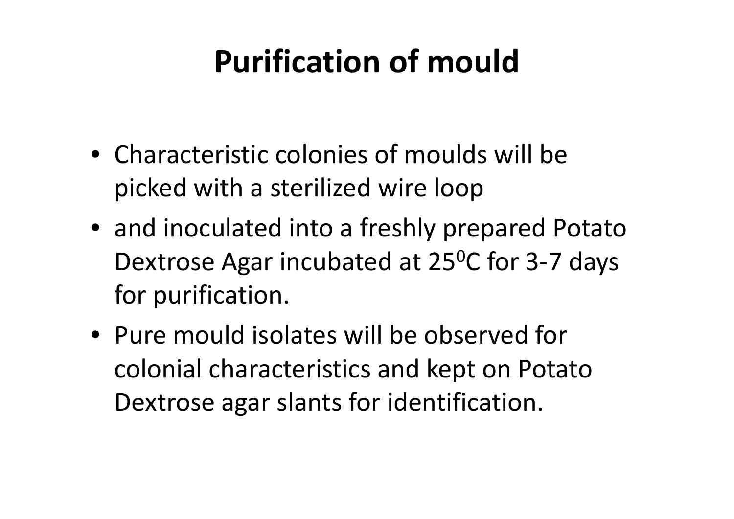# Purification of mould

- Characteristic colonies of moulds will be picked with a sterilized wire loop
- and inoculated into a freshly prepared Potato Dextrose Agar incubated at $25^0$C for 3-7 days for purification.
- Pure mould isolates will be observed for colonial characteristics and kept on Potato Dextrose agar slants for identification.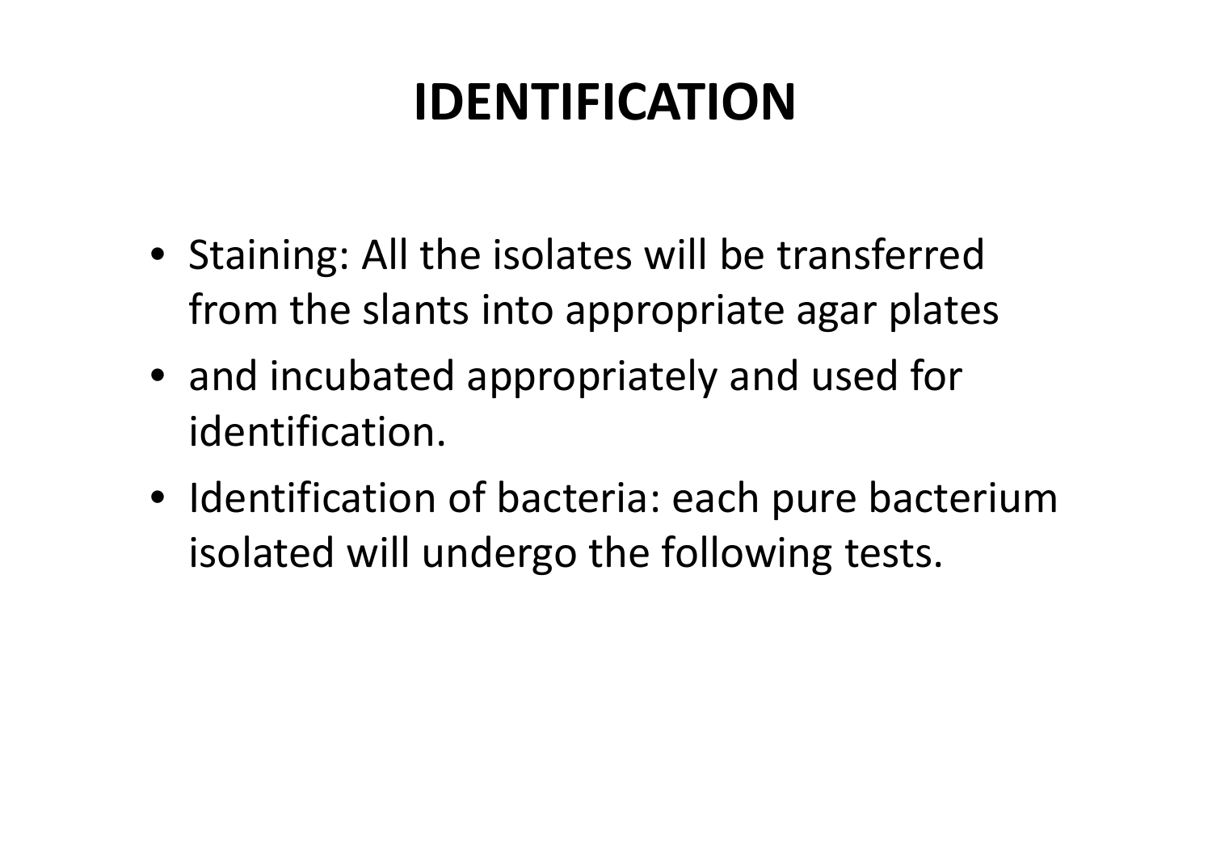# IDENTIFICATION

- Staining: All the isolates will be transferred from the slants into appropriate agar plates
- and incubated appropriately and used for identification.
- Identification of bacteria: each pure bacterium isolated will undergo the following tests.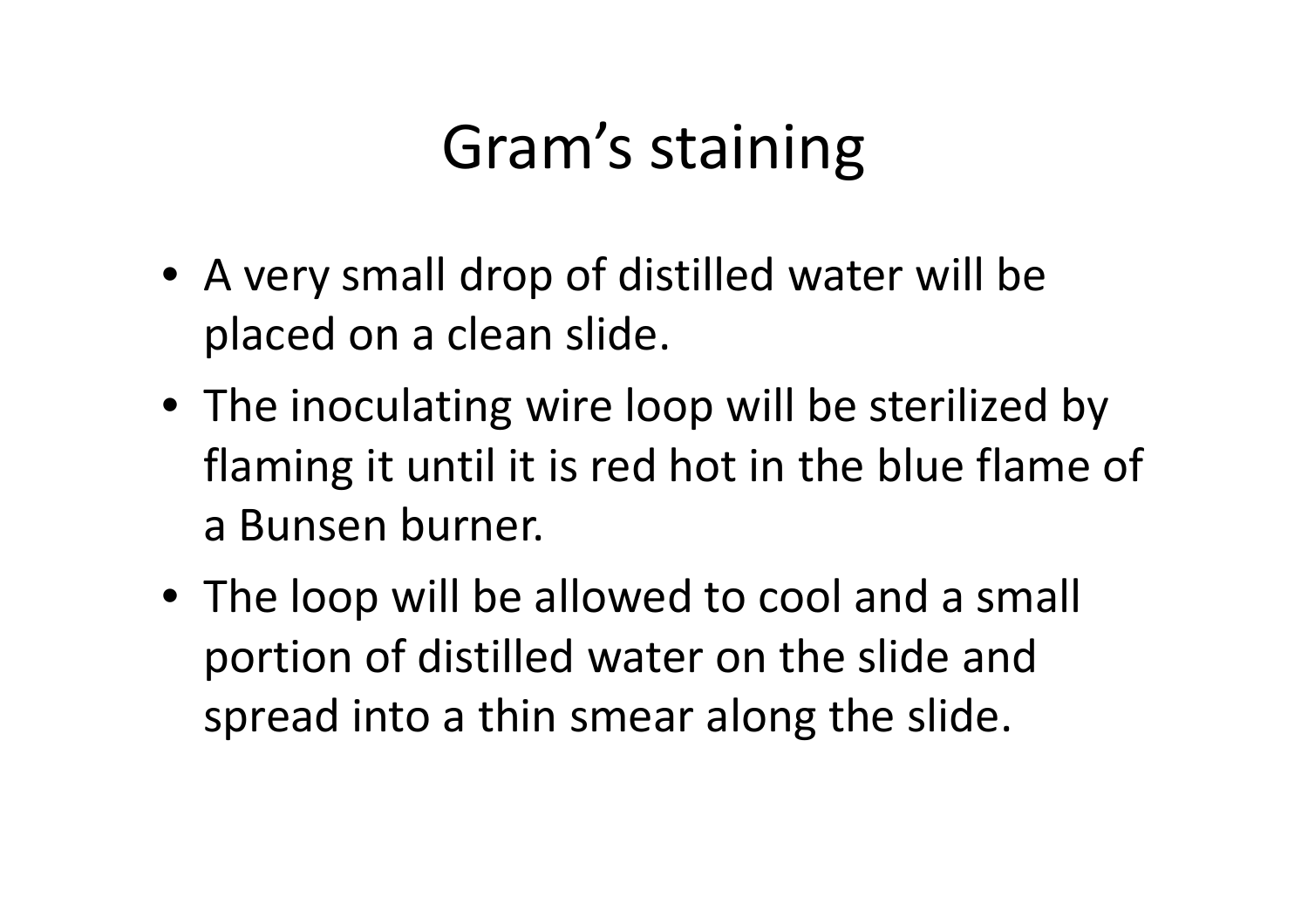# Gram's staining

- A very small drop of distilled water will be placed on a clean slide.
- The inoculating wire loop will be sterilized by flaming it until it is red hot in the blue flame of a Bunsen burner.
- The loop will be allowed to cool and a small portion of distilled water on the slide and spread into a thin smear along the slide.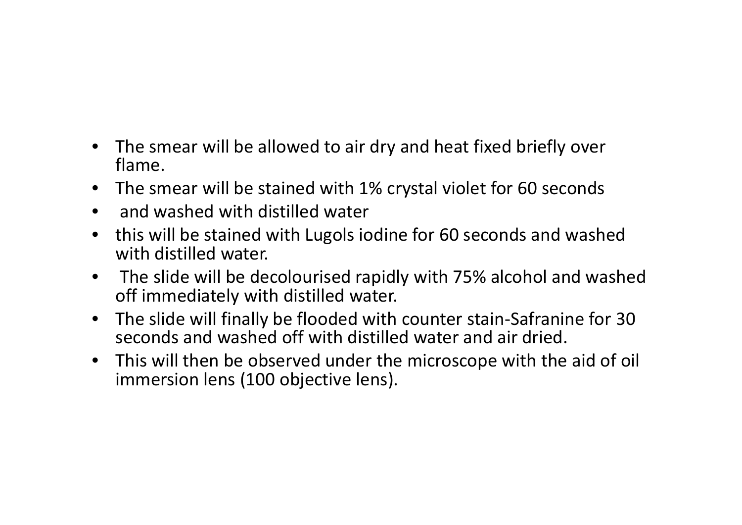- The smear will be allowed to air dry and heat fixed briefly over flame.
- The smear will be stained with 1% crystal violet for 60 seconds
- and washed with distilled water
- this will be stained with Lugols iodine for 60 seconds and washed with distilled water.
- The slide will be decolourised rapidly with 75% alcohol and washed off immediately with distilled water.
- The slide will finally be flooded with counter stain-Safranine for 30 seconds and washed off with distilled water and air dried.
- This will then be observed under the microscope with the aid of oil immersion lens (100 objective lens).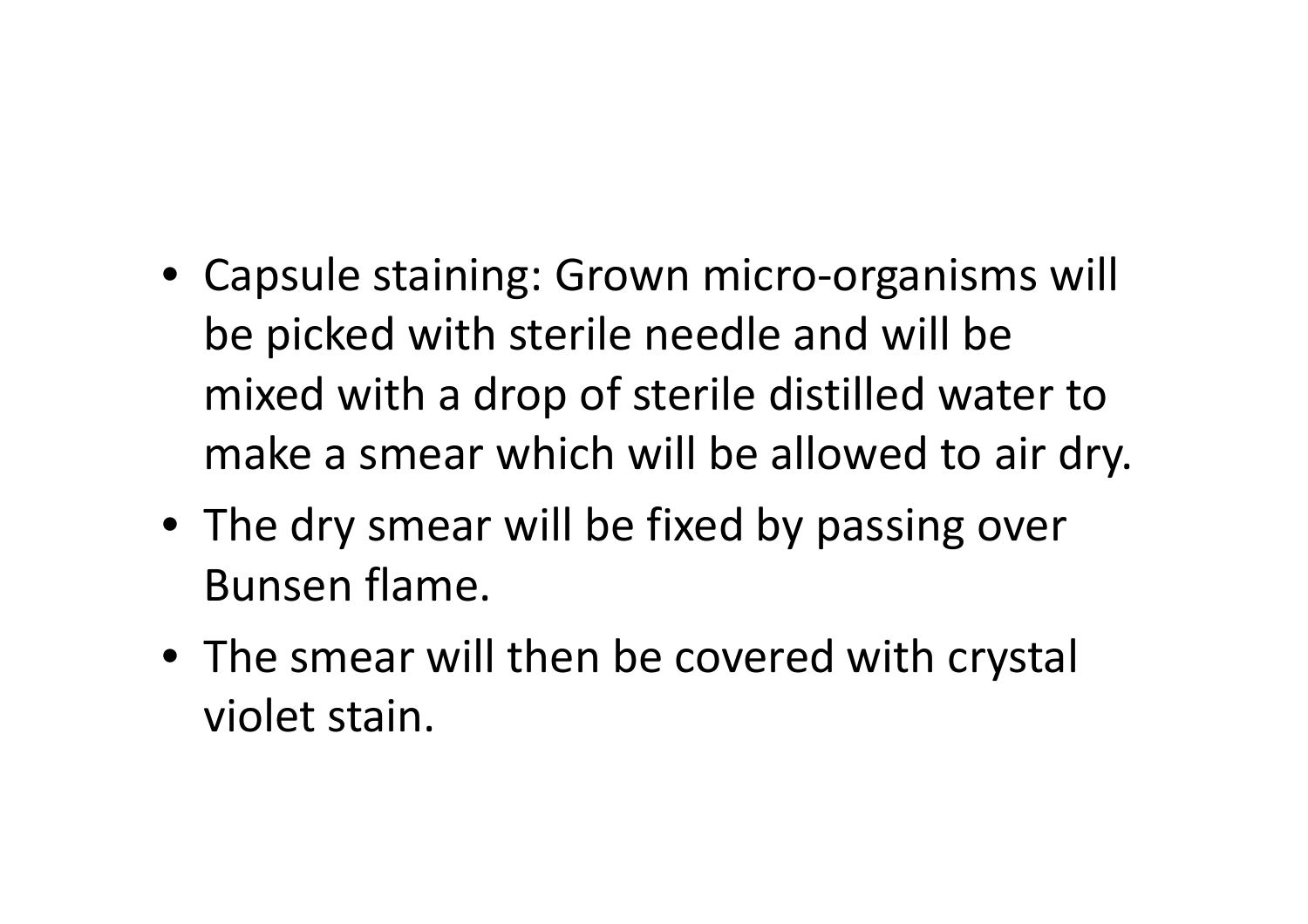- Capsule staining: Grown micro-organisms will be picked with sterile needle and will be mixed with a drop of sterile distilled water to make a smear which will be allowed to air dry.
- The dry smear will be fixed by passing over Bunsen flame.
- The smear will then be covered with crystal violet stain.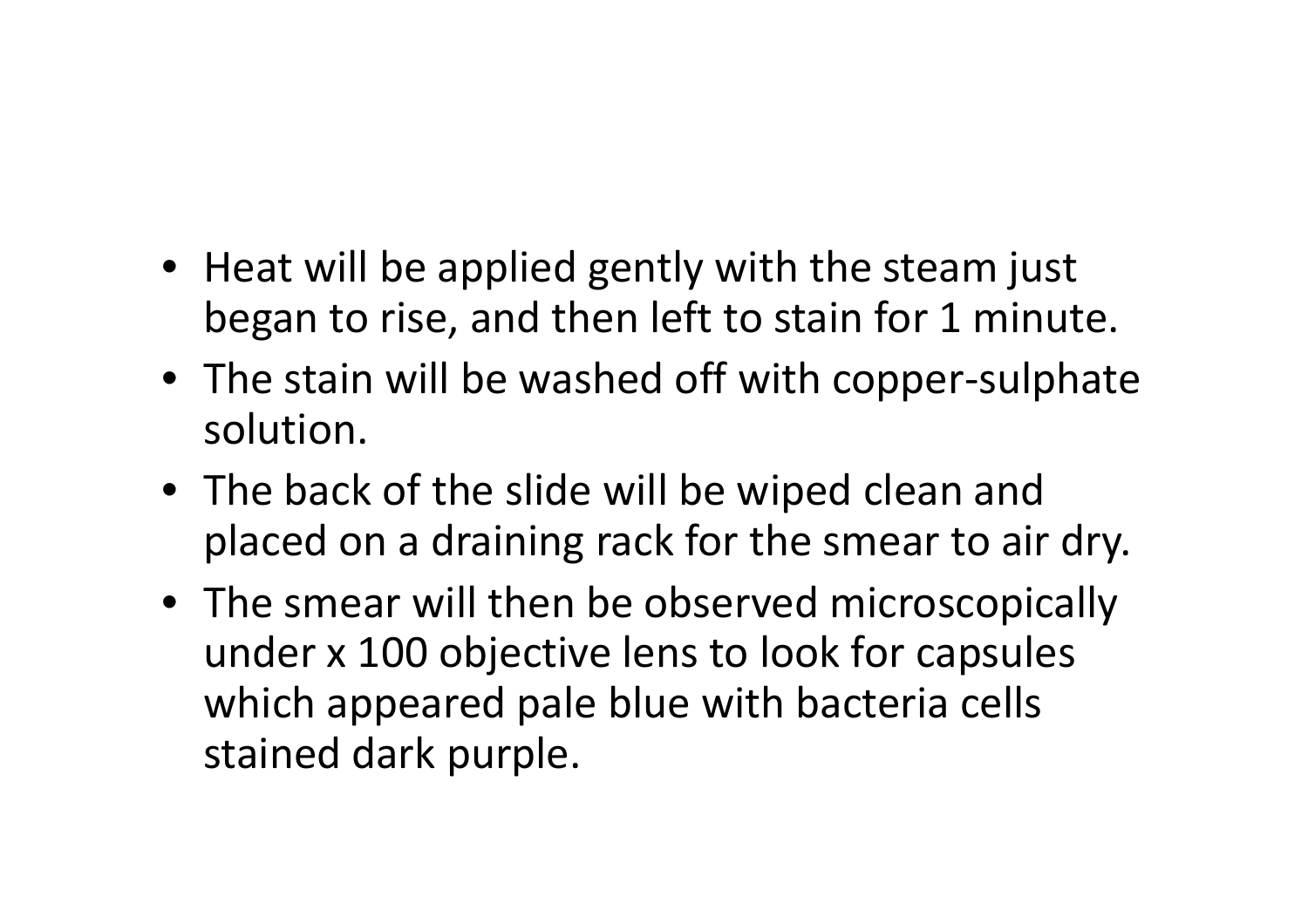- Heat will be applied gently with the steam just began to rise, and then left to stain for 1 minute.
- The stain will be washed off with copper-sulphate solution.
- The back of the slide will be wiped clean and placed on a draining rack for the smear to air dry.
- The smear will then be observed microscopically under x 100 objective lens to look for capsules which appeared pale blue with bacteria cells stained dark purple.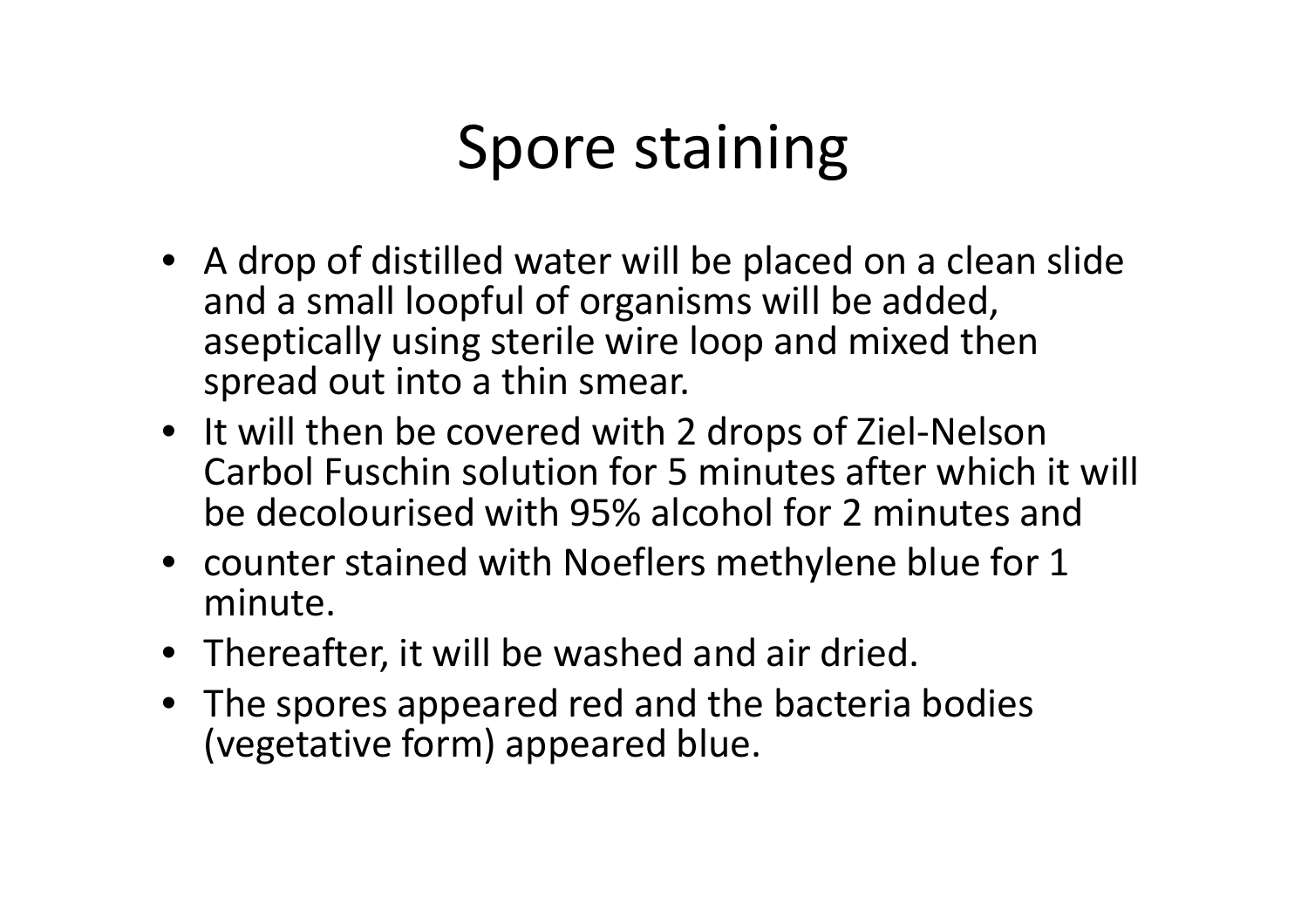# Spore staining

- A drop of distilled water will be placed on a clean slide and a small loopful of organisms will be added, aseptically using sterile wire loop and mixed then spread out into a thin smear.
- It will then be covered with 2 drops of Ziel-Nelson Carbol Fuschin solution for 5 minutes after which it will be decolourised with 95% alcohol for 2 minutes and
- counter stained with Noeflers methylene blue for 1 minute.
- Thereafter, it will be washed and air dried.
- The spores appeared red and the bacteria bodies (vegetative form) appeared blue.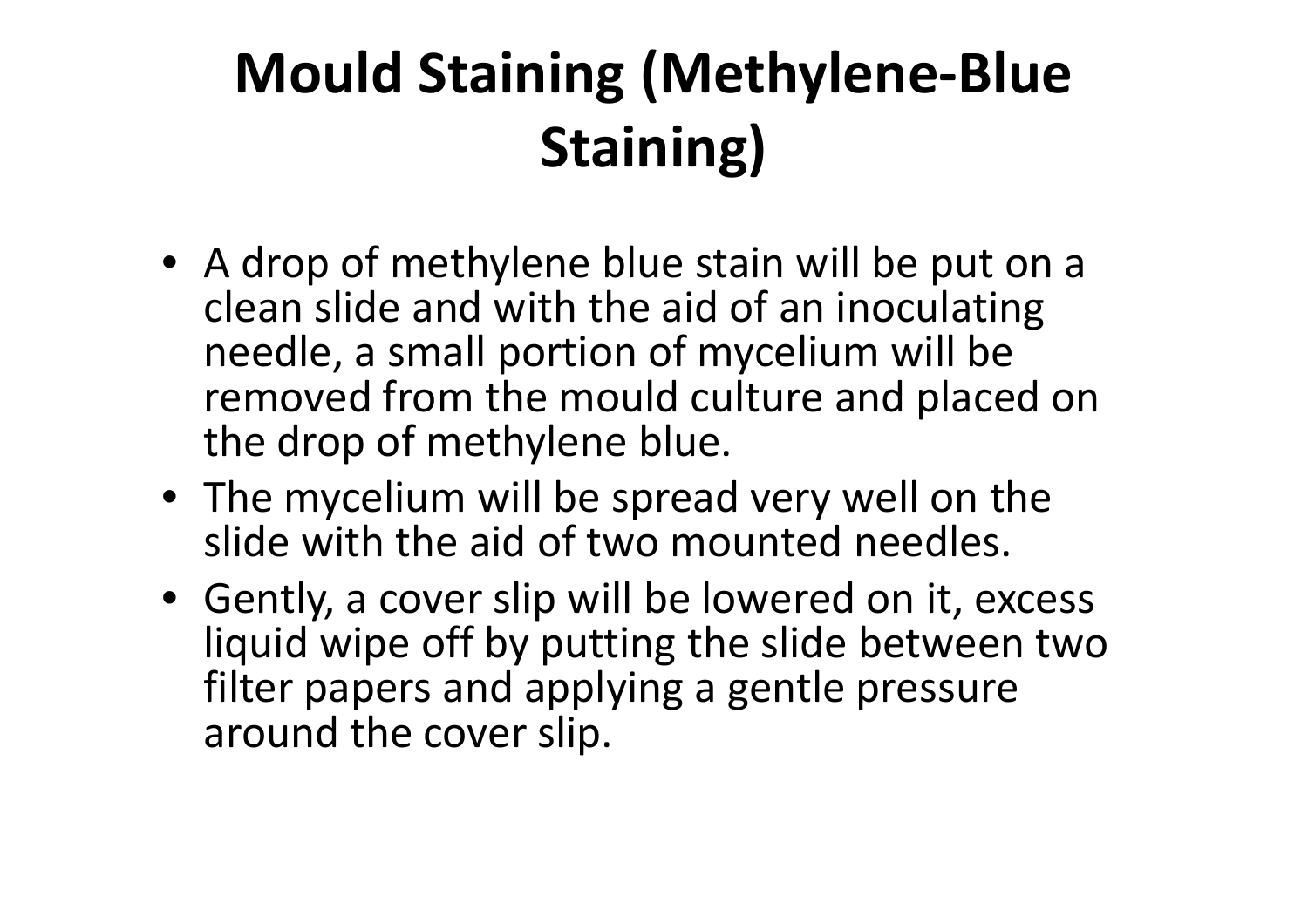# Mould Staining (Methylene-Blue Staining)

- A drop of methylene blue stain will be put on a clean slide and with the aid of an inoculating needle, a small portion of mycelium will be removed from the mould culture and placed on the drop of methylene blue.
- The mycelium will be spread very well on the slide with the aid of two mounted needles.
- Gently, a cover slip will be lowered on it, excess liquid wipe off by putting the slide between two filter papers and applying a gentle pressure around the cover slip.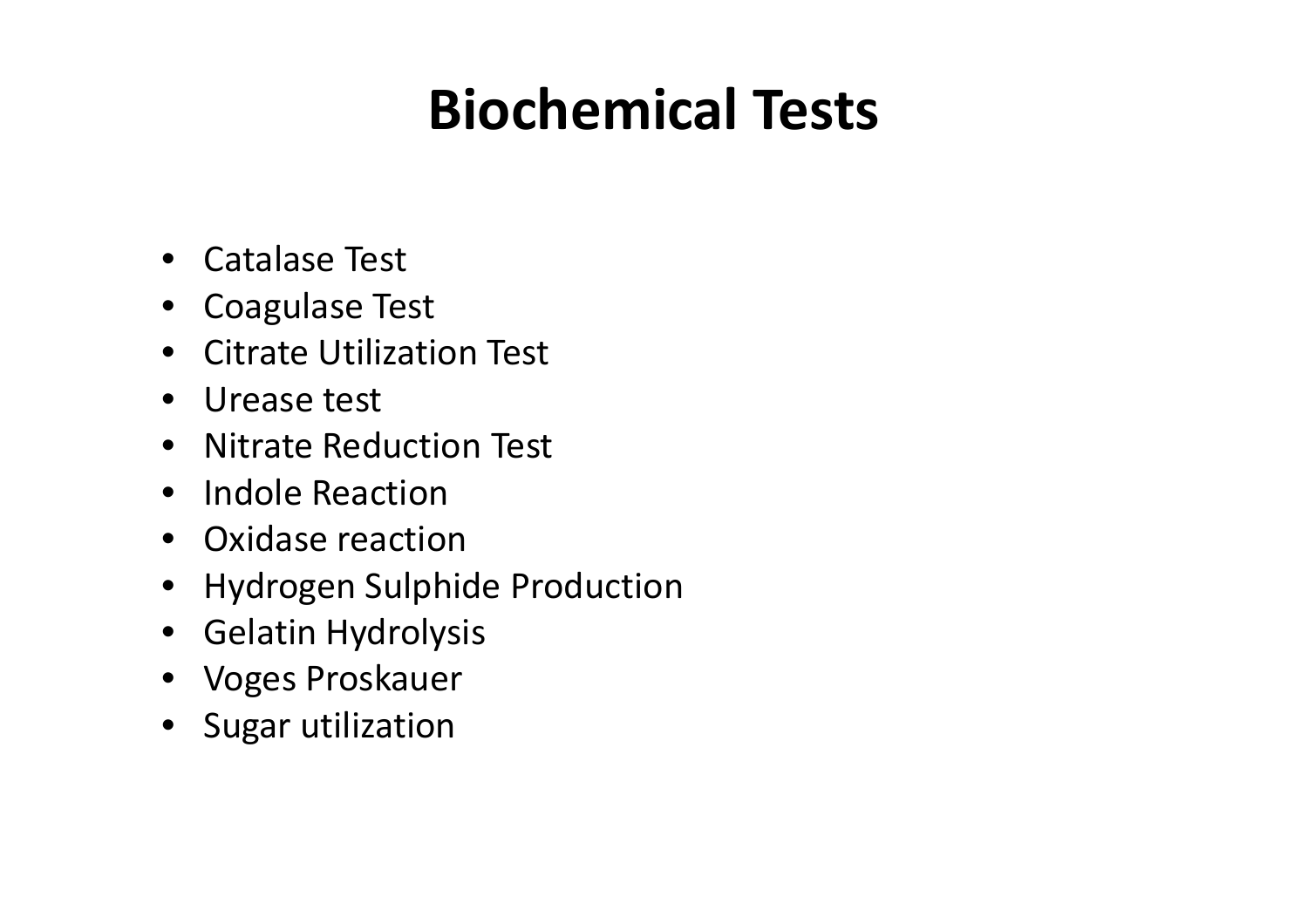# Biochemical Tests

- Catalase Test
- Coagulase Test
- Citrate Utilization Test
- Urease test
- Nitrate Reduction Test
- Indole Reaction
- Oxidase reaction
- Hydrogen Sulphide Production
- Gelatin Hydrolysis
- Voges Proskauer
- Sugar utilization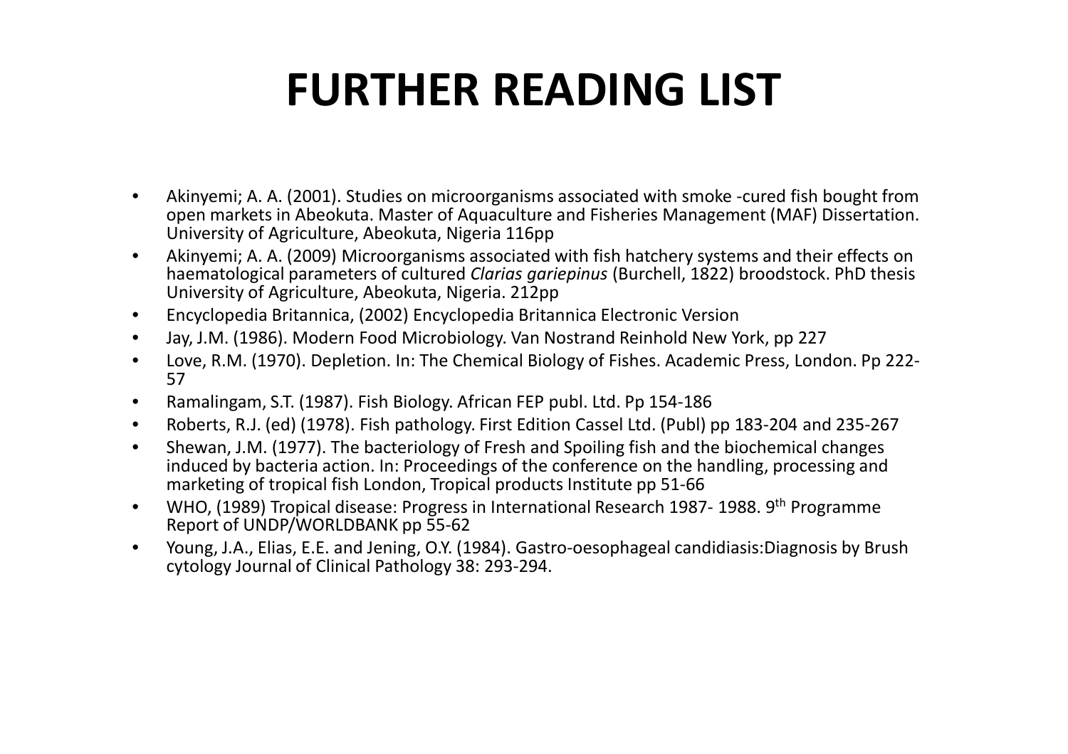# FURTHER READING LIST

- Akinyemi; A. A. (2001). Studies on microorganisms associated with smoke -cured fish bought from open markets in Abeokuta. Master of Aquaculture and Fisheries Management (MAF) Dissertation. University of Agriculture, Abeokuta, Nigeria 116pp
- Akinyemi; A. A. (2009) Microorganisms associated with fish hatchery systems and their effects on haematological parameters of cultured *Clarias gariepinus* (Burchell, 1822) broodstock. PhD thesis University of Agriculture, Abeokuta, Nigeria. 212pp
- Encyclopedia Britannica, (2002) Encyclopedia Britannica Electronic Version
- Jay, J.M. (1986). Modern Food Microbiology. Van Nostrand Reinhold New York, pp 227
- Love, R.M. (1970). Depletion. In: The Chemical Biology of Fishes. Academic Press, London. Pp 222-57
- Ramalingam, S.T. (1987). Fish Biology. African FEP publ. Ltd. Pp 154-186
- Roberts, R.J. (ed) (1978). Fish pathology. First Edition Cassel Ltd. (Publ) pp 183-204 and 235-267
- Shewan, J.M. (1977). The bacteriology of Fresh and Spoiling fish and the biochemical changes induced by bacteria action. In: Proceedings of the conference on the handling, processing and marketing of tropical fish London, Tropical products Institute pp 51-66
- WHO, (1989) Tropical disease: Progress in International Research 1987- 1988. 9th Programme Report of UNDP/WORLDBANK pp 55-62
- Young, J.A., Elias, E.E. and Jening, O.Y. (1984). Gastro-oesophageal candidiasis:Diagnosis by Brush cytology Journal of Clinical Pathology 38: 293-294.